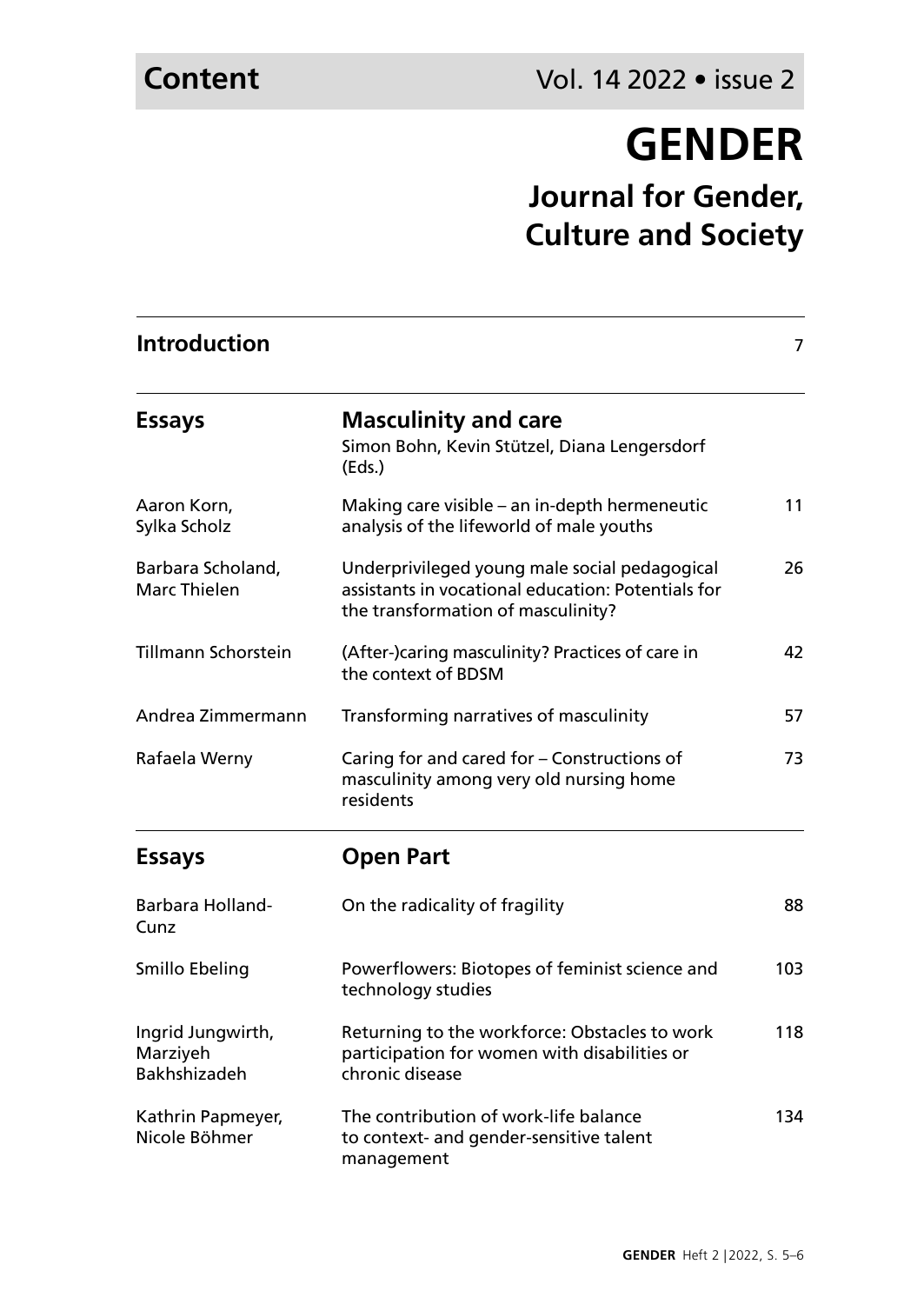# Content

Vol. 14 2022 • issue 2

# GENDER

## Journal for Gender, Culture and Society

| | | |
|---|---|---|
| **Introduction** | | 7 |
| **Essays** | **Masculinity and care**<br>Simon Bohn, Kevin Stützel, Diana Lengersdorf (Eds.) | |
| Aaron Korn, Sylka Scholz | Making care visible – an in-depth hermeneutic analysis of the lifeworld of male youths | 11 |
| Barbara Scholand, Marc Thielen | Underprivileged young male social pedagogical assistants in vocational education: Potentials for the transformation of masculinity? | 26 |
| Tillmann Schorstein | (After-)caring masculinity? Practices of care in the context of BDSM | 42 |
| Andrea Zimmermann | Transforming narratives of masculinity | 57 |
| Rafaela Werny | Caring for and cared for – Constructions of masculinity among very old nursing home residents | 73 |
| **Essays** | **Open Part** | |
| Barbara Holland-Cunz | On the radicality of fragility | 88 |
| Smillo Ebeling | Powerflowers: Biotopes of feminist science and technology studies | 103 |
| Ingrid Jungwirth, Marziyeh Bakhshizadeh | Returning to the workforce: Obstacles to work participation for women with disabilities or chronic disease | 118 |
| Kathrin Papmeyer, Nicole Böhmer | The contribution of work-life balance to context- and gender-sensitive talent management | 134 |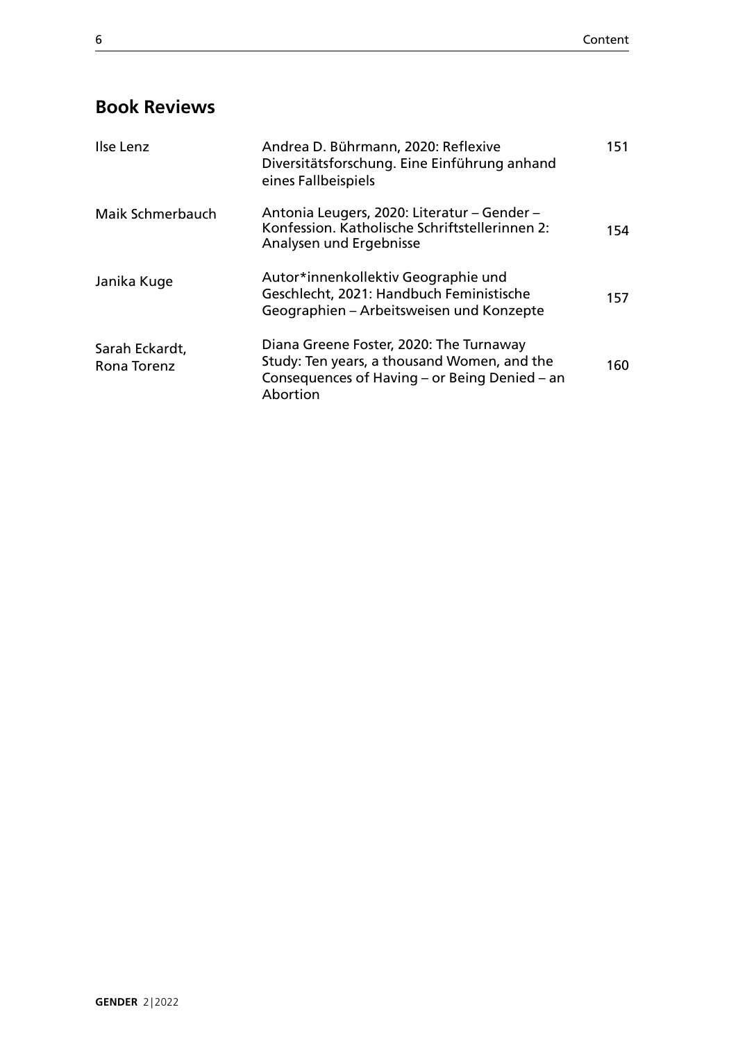## Book Reviews

| | | |
|---|---|---|
| Ilse Lenz | Andrea D. Bührmann, 2020: Reflexive Diversitätsforschung. Eine Einführung anhand eines Fallbeispiels | 151 |
| Maik Schmerbauch | Antonia Leugers, 2020: Literatur – Gender – Konfession. Katholische Schriftstellerinnen 2: Analysen und Ergebnisse | 154 |
| Janika Kuge | Autor*innenkollektiv Geographie und Geschlecht, 2021: Handbuch Feministische Geographien – Arbeitsweisen und Konzepte | 157 |
| Sarah Eckardt, Rona Torenz | Diana Greene Foster, 2020: The Turnaway Study: Ten years, a thousand Women, and the Consequences of Having – or Being Denied – an Abortion | 160 |